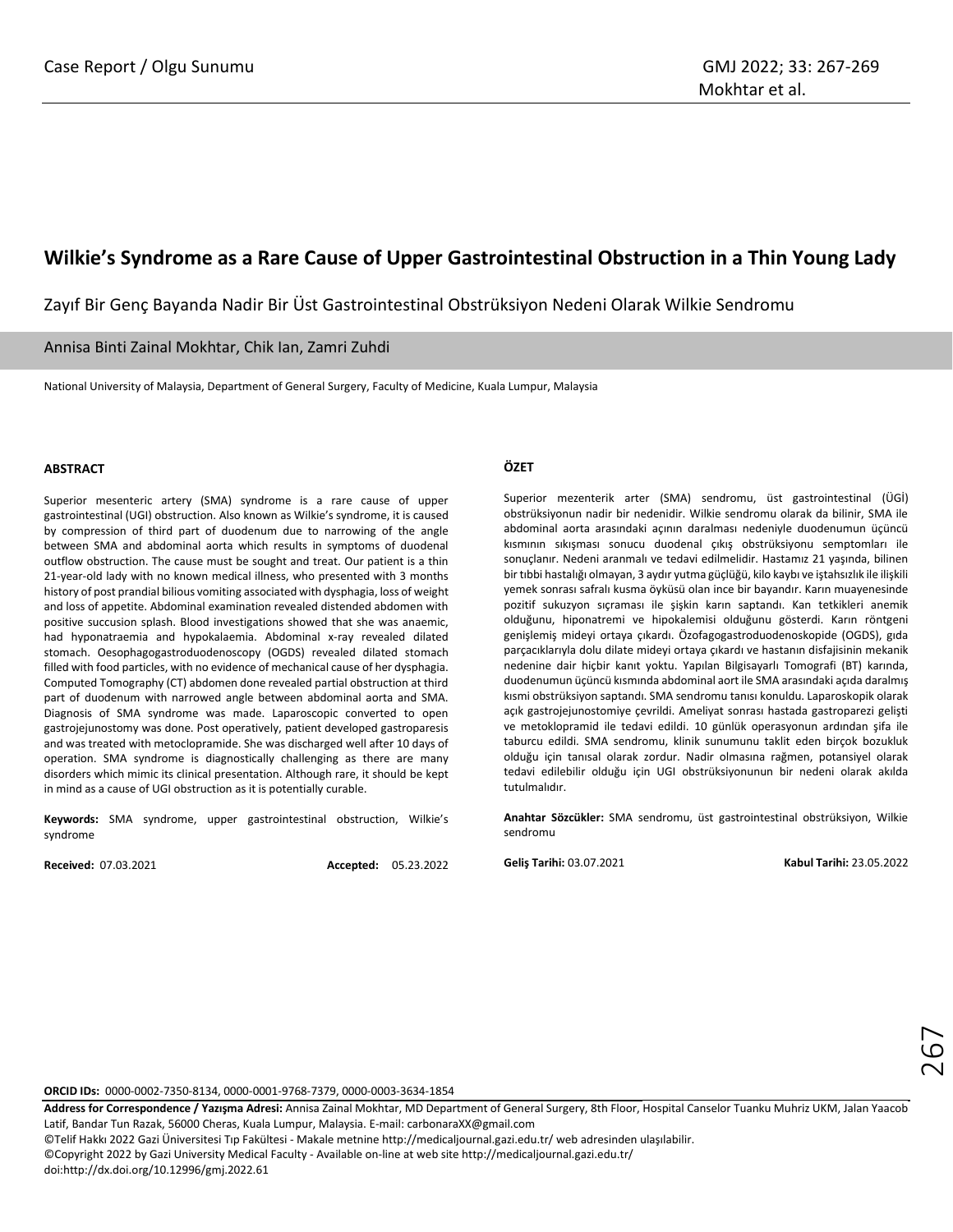Case Report / Olgu Sunumu

# Wilkie's Syndrome as a Rare Cause of Upper Gastrointestinal Obstruction in a Thin Young Lady

Zayıf Bir Genç Bayanda Nadir Bir Üst Gastrointestinal Obstrüksiyon Nedeni Olarak Wilkie Sendromu

Annisa Binti Zainal Mokhtar, Chik Ian, Zamri Zuhdi

National University of Malaysia, Department of General Surgery, Faculty of Medicine, Kuala Lumpur, Malaysia

## ABSTRACT

Superior mesenteric artery (SMA) syndrome is a rare cause of upper gastrointestinal (UGI) obstruction. Also known as Wilkie's syndrome, it is caused by compression of third part of duodenum due to narrowing of the angle between SMA and abdominal aorta which results in symptoms of duodenal outflow obstruction. The cause must be sought and treat. Our patient is a thin 21-year-old lady with no known medical illness, who presented with 3 months history of post prandial bilious vomiting associated with dysphagia, loss of weight and loss of appetite. Abdominal examination revealed distended abdomen with positive succusion splash. Blood investigations showed that she was anaemic, had hyponatraemia and hypokalaemia. Abdominal x-ray revealed dilated stomach. Oesophagogastroduodenoscopy (OGDS) revealed dilated stomach filled with food particles, with no evidence of mechanical cause of her dysphagia. Computed Tomography (CT) abdomen done revealed partial obstruction at third part of duodenum with narrowed angle between abdominal aorta and SMA. Diagnosis of SMA syndrome was made. Laparoscopic converted to open gastrojejunostomy was done. Post operatively, patient developed gastroparesis and was treated with metoclopramide. She was discharged well after 10 days of operation. SMA syndrome is diagnostically challenging as there are many disorders which mimic its clinical presentation. Although rare, it should be kept in mind as a cause of UGI obstruction as it is potentially curable.

**Keywords:** SMA syndrome, upper gastrointestinal obstruction, Wilkie's syndrome

**Received:** 07.03.2021 **Accepted:** 05.23.2022

## ÖZET

Superior mezenterik arter (SMA) sendromu, üst gastrointestinal (ÜGİ) obstrüksiyonun nadir bir nedenidir. Wilkie sendromu olarak da bilinir, SMA ile abdominal aorta arasındaki açının daralması nedeniyle duodenumun üçüncü kısmının sıkışması sonucu duodenal çıkış obstrüksiyonu semptomları ile sonuçlanır. Nedeni aranmalı ve tedavi edilmelidir. Hastamız 21 yaşında, bilinen bir tıbbi hastalığı olmayan, 3 aydır yutma güçlüğü, kilo kaybı ve iştahsızlık ile ilişkili yemek sonrası safralı kusma öyküsü olan ince bir bayandır. Karın muayenesinde pozitif sukuzyon sıçraması ile şişkin karın saptandı. Kan tetkikleri anemik olduğunu, hiponatremi ve hipokalemisi olduğunu gösterdi. Karın röntgeni genişlemiş mideyi ortaya çıkardı. Özofagogastroduodenoskopide (OGDS), gıda parçacıklarıyla dolu dilate mideyi ortaya çıkardı ve hastanın disfajisinin mekanik nedenine dair hiçbir kanıt yoktu. Yapılan Bilgisayarlı Tomografi (BT) karında, duodenumun üçüncü kısmında abdominal aort ile SMA arasındaki açıda daralmış kısmi obstrüksiyon saptandı. SMA sendromu tanısı konuldu. Laparoskopik olarak açık gastrojejunostomiye çevrildi. Ameliyat sonrası hastada gastroparezi gelişti ve metoklopramid ile tedavi edildi. 10 günlük operasyonun ardından şifa ile taburcu edildi. SMA sendromu, klinik sunumunu taklit eden birçok bozukluk olduğu için tanısal olarak zordur. Nadir olmasına rağmen, potansiyel olarak tedavi edilebilir olduğu için UGI obstrüksiyonunun bir nedeni olarak akılda tutulmalıdır.

**Anahtar Sözcükler:** SMA sendromu, üst gastrointestinal obstrüksiyon, Wilkie sendromu

**Geliş Tarihi:** 03.07.2021 **Kabul Tarihi:** 23.05.2022

**ORCID IDs:** 0000-0002-7350-8134, 0000-0001-9768-7379, 0000-0003-3634-1854

**Address for Correspondence / Yazışma Adresi:** Annisa Zainal Mokhtar, MD Department of General Surgery, 8th Floor, Hospital Canselor Tuanku Muhriz UKM, Jalan Yaacob Latif, Bandar Tun Razak, 56000 Cheras, Kuala Lumpur, Malaysia. E-mail: carbonaraXX@gmail.com

©Telif Hakkı 2022 Gazi Üniversitesi Tıp Fakültesi - Makale metnine http://medicaljournal.gazi.edu.tr/ web adresinden ulaşılabilir.

©Copyright 2022 by Gazi University Medical Faculty - Available on-line at web site http://medicaljournal.gazi.edu.tr/

doi:http://dx.doi.org/10.12996/gmj.2022.61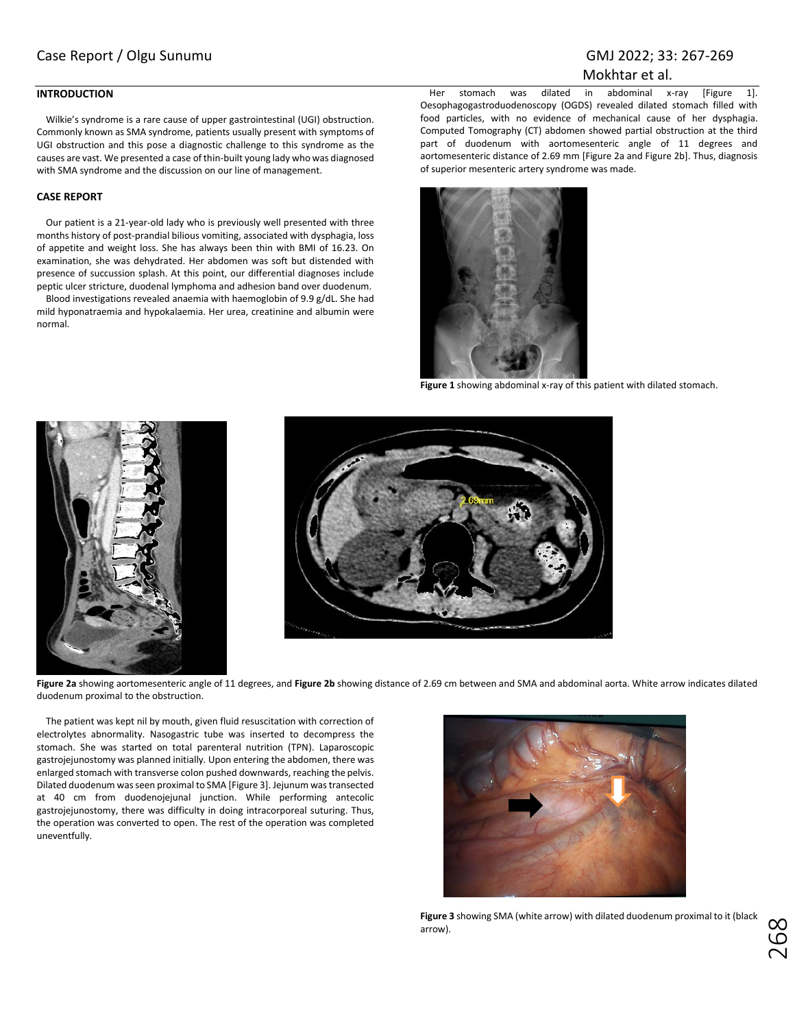## INTRODUCTION

Wilkie's syndrome is a rare cause of upper gastrointestinal (UGI) obstruction. Commonly known as SMA syndrome, patients usually present with symptoms of UGI obstruction and this pose a diagnostic challenge to this syndrome as the causes are vast. We presented a case of thin-built young lady who was diagnosed with SMA syndrome and the discussion on our line of management.

## CASE REPORT

Our patient is a 21-year-old lady who is previously well presented with three months history of post-prandial bilious vomiting, associated with dysphagia, loss of appetite and weight loss. She has always been thin with BMI of 16.23. On examination, she was dehydrated. Her abdomen was soft but distended with presence of succussion splash. At this point, our differential diagnoses include peptic ulcer stricture, duodenal lymphoma and adhesion band over duodenum.

Blood investigations revealed anaemia with haemoglobin of 9.9 g/dL. She had mild hyponatraemia and hypokalaemia. Her urea, creatinine and albumin were normal.

Her stomach was dilated in abdominal x-ray [Figure 1]. Oesophagogastroduodenoscopy (OGDS) revealed dilated stomach filled with food particles, with no evidence of mechanical cause of her dysphagia. Computed Tomography (CT) abdomen showed partial obstruction at the third part of duodenum with aortomesenteric angle of 11 degrees and aortomesenteric distance of 2.69 mm [Figure 2a and Figure 2b]. Thus, diagnosis of superior mesenteric artery syndrome was made.

**Figure 1** showing abdominal x-ray of this patient with dilated stomach.

**Figure 2a** showing aortomesenteric angle of 11 degrees, and **Figure 2b** showing distance of 2.69 cm between and SMA and abdominal aorta. White arrow indicates dilated duodenum proximal to the obstruction.

The patient was kept nil by mouth, given fluid resuscitation with correction of electrolytes abnormality. Nasogastric tube was inserted to decompress the stomach. She was started on total parenteral nutrition (TPN). Laparoscopic gastrojejunostomy was planned initially. Upon entering the abdomen, there was enlarged stomach with transverse colon pushed downwards, reaching the pelvis. Dilated duodenum was seen proximal to SMA [Figure 3]. Jejunum was transected at 40 cm from duodenojejunal junction. While performing antecolic gastrojejunostomy, there was difficulty in doing intracorporeal suturing. Thus, the operation was converted to open. The rest of the operation was completed uneventfully.

**Figure 3** showing SMA (white arrow) with dilated duodenum proximal to it (black arrow).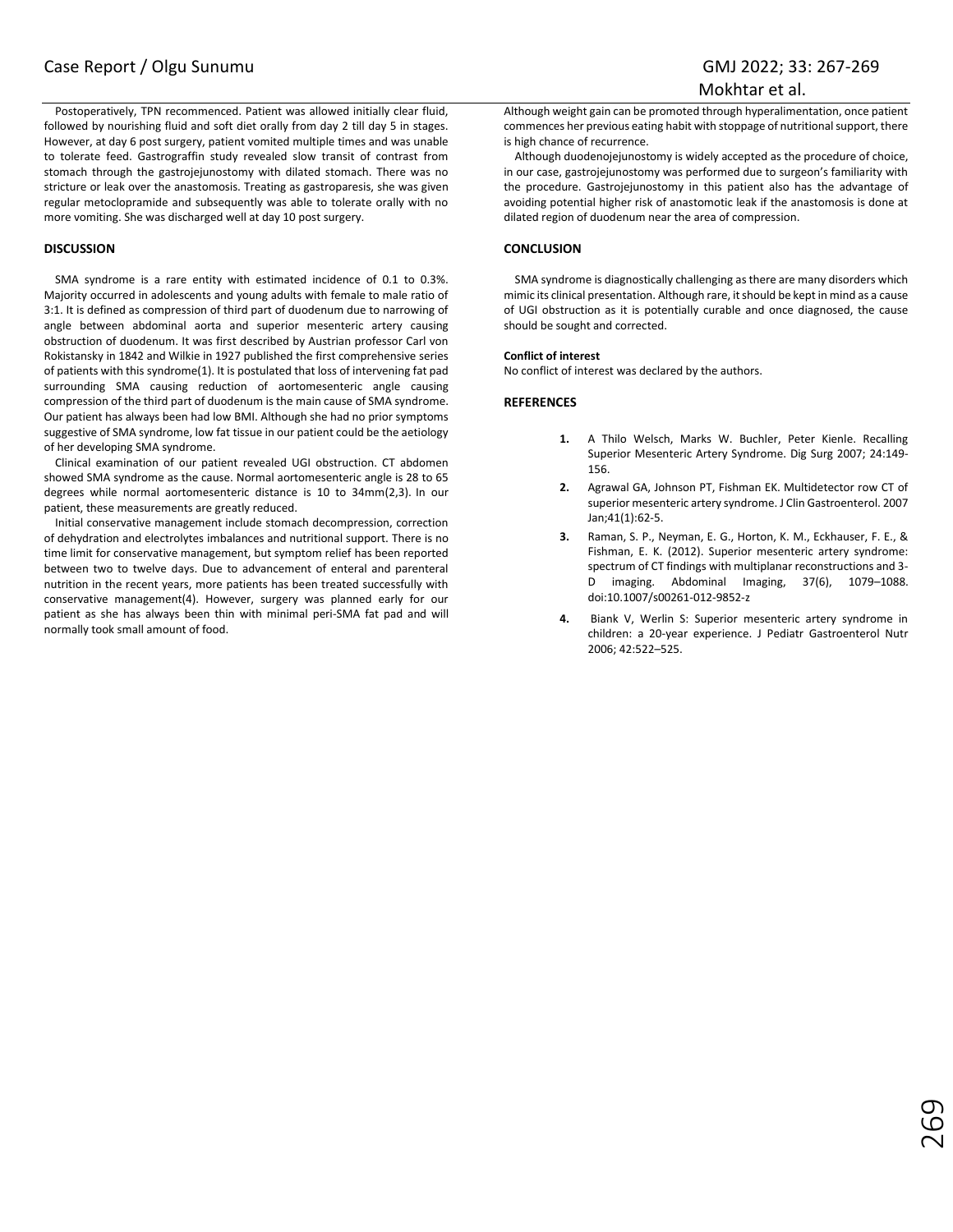Postoperatively, TPN recommenced. Patient was allowed initially clear fluid, followed by nourishing fluid and soft diet orally from day 2 till day 5 in stages. However, at day 6 post surgery, patient vomited multiple times and was unable to tolerate feed. Gastrograffin study revealed slow transit of contrast from stomach through the gastrojejunostomy with dilated stomach. There was no stricture or leak over the anastomosis. Treating as gastroparesis, she was given regular metoclopramide and subsequently was able to tolerate orally with no more vomiting. She was discharged well at day 10 post surgery.

## DISCUSSION

SMA syndrome is a rare entity with estimated incidence of 0.1 to 0.3%. Majority occurred in adolescents and young adults with female to male ratio of 3:1. It is defined as compression of third part of duodenum due to narrowing of angle between abdominal aorta and superior mesenteric artery causing obstruction of duodenum. It was first described by Austrian professor Carl von Rokistansky in 1842 and Wilkie in 1927 published the first comprehensive series of patients with this syndrome(1). It is postulated that loss of intervening fat pad surrounding SMA causing reduction of aortomesenteric angle causing compression of the third part of duodenum is the main cause of SMA syndrome. Our patient has always been had low BMI. Although she had no prior symptoms suggestive of SMA syndrome, low fat tissue in our patient could be the aetiology of her developing SMA syndrome.

Clinical examination of our patient revealed UGI obstruction. CT abdomen showed SMA syndrome as the cause. Normal aortomesenteric angle is 28 to 65 degrees while normal aortomesenteric distance is 10 to 34mm(2,3). In our patient, these measurements are greatly reduced.

Initial conservative management include stomach decompression, correction of dehydration and electrolytes imbalances and nutritional support. There is no time limit for conservative management, but symptom relief has been reported between two to twelve days. Due to advancement of enteral and parenteral nutrition in the recent years, more patients has been treated successfully with conservative management(4). However, surgery was planned early for our patient as she has always been thin with minimal peri-SMA fat pad and will normally took small amount of food.

Although weight gain can be promoted through hyperalimentation, once patient commences her previous eating habit with stoppage of nutritional support, there is high chance of recurrence.

Although duodenojejunostomy is widely accepted as the procedure of choice, in our case, gastrojejunostomy was performed due to surgeon's familiarity with the procedure. Gastrojejunostomy in this patient also has the advantage of avoiding potential higher risk of anastomotic leak if the anastomosis is done at dilated region of duodenum near the area of compression.

## CONCLUSION

SMA syndrome is diagnostically challenging as there are many disorders which mimic its clinical presentation. Although rare, it should be kept in mind as a cause of UGI obstruction as it is potentially curable and once diagnosed, the cause should be sought and corrected.

#### Conflict of interest

No conflict of interest was declared by the authors.

## REFERENCES

1. A Thilo Welsch, Marks W. Buchler, Peter Kienle. Recalling Superior Mesenteric Artery Syndrome. Dig Surg 2007; 24:149-156.
2. Agrawal GA, Johnson PT, Fishman EK. Multidetector row CT of superior mesenteric artery syndrome. J Clin Gastroenterol. 2007 Jan;41(1):62-5.
3. Raman, S. P., Neyman, E. G., Horton, K. M., Eckhauser, F. E., & Fishman, E. K. (2012). Superior mesenteric artery syndrome: spectrum of CT findings with multiplanar reconstructions and 3-D imaging. Abdominal Imaging, 37(6), 1079–1088. doi:10.1007/s00261-012-9852-z
4. Biank V, Werlin S: Superior mesenteric artery syndrome in children: a 20-year experience. J Pediatr Gastroenterol Nutr 2006; 42:522–525.